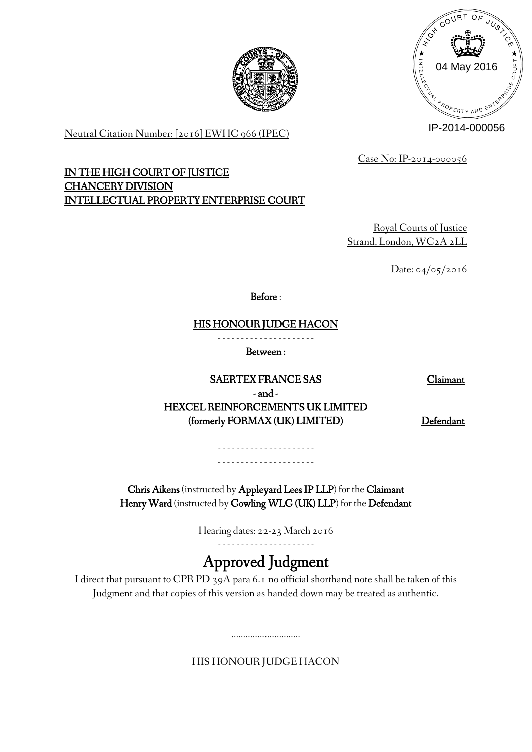Neutral Citation Number: [2016] EWHC 966 (IPEC)

Case No: IP-2014-000056

**IN THE HIGH COURT OF JUSTICE**
**CHANCERY DIVISION**
**INTELLECTUAL PROPERTY ENTERPRISE COURT**

Royal Courts of Justice
Strand, London, WC2A 2LL

Date: 04/05/2016

**Before** :

**HIS HONOUR JUDGE HACON**

- - - - - - - - - - - - - - - - - - - -

**Between :**

| | |
|---|---|
| **SAERTEX FRANCE SAS** | **Claimant** |
| **- and -** | |
| **HEXCEL REINFORCEMENTS UK LIMITED (formerly FORMAX (UK) LIMITED)** | **Defendant** |

- - - - - - - - - - - - - - - - - - - -
- - - - - - - - - - - - - - - - - - - -

**Chris Aikens** (instructed by **Appleyard Lees IP LLP**) for the **Claimant**
**Henry Ward** (instructed by **Gowling WLG (UK) LLP**) for the **Defendant**

Hearing dates: 22-23 March 2016

- - - - - - - - - - - - - - - - - - - -

# Approved Judgment

I direct that pursuant to CPR PD 39A para 6.1 no official shorthand note shall be taken of this Judgment and that copies of this version as handed down may be treated as authentic.

.............................

HIS HONOUR JUDGE HACON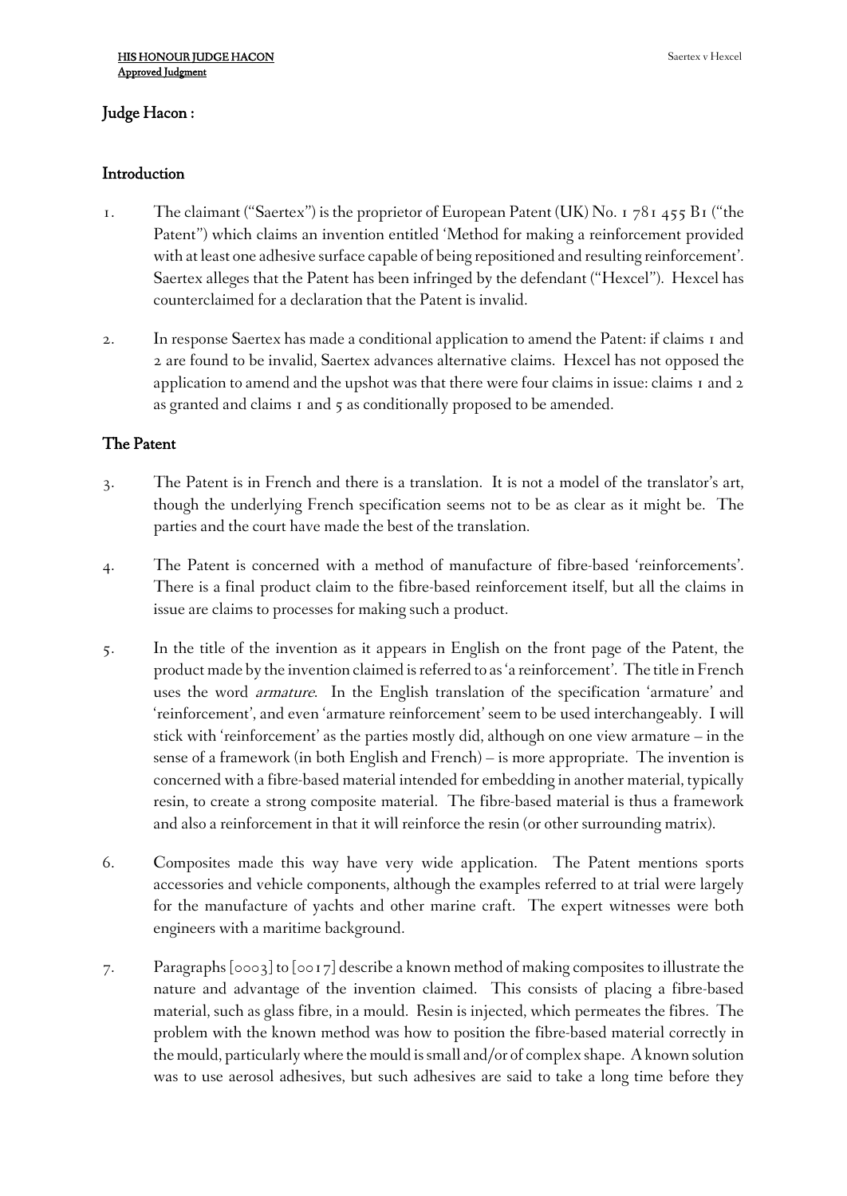## Judge Hacon :

### Introduction

1. The claimant ("Saertex") is the proprietor of European Patent (UK) No. 1 781 455 B1 ("the Patent") which claims an invention entitled 'Method for making a reinforcement provided with at least one adhesive surface capable of being repositioned and resulting reinforcement'. Saertex alleges that the Patent has been infringed by the defendant ("Hexcel"). Hexcel has counterclaimed for a declaration that the Patent is invalid.

2. In response Saertex has made a conditional application to amend the Patent: if claims 1 and 2 are found to be invalid, Saertex advances alternative claims. Hexcel has not opposed the application to amend and the upshot was that there were four claims in issue: claims 1 and 2 as granted and claims 1 and 5 as conditionally proposed to be amended.

### The Patent

3. The Patent is in French and there is a translation. It is not a model of the translator's art, though the underlying French specification seems not to be as clear as it might be. The parties and the court have made the best of the translation.

4. The Patent is concerned with a method of manufacture of fibre-based 'reinforcements'. There is a final product claim to the fibre-based reinforcement itself, but all the claims in issue are claims to processes for making such a product.

5. In the title of the invention as it appears in English on the front page of the Patent, the product made by the invention claimed is referred to as 'a reinforcement'. The title in French uses the word *armature*. In the English translation of the specification 'armature' and 'reinforcement', and even 'armature reinforcement' seem to be used interchangeably. I will stick with 'reinforcement' as the parties mostly did, although on one view armature – in the sense of a framework (in both English and French) – is more appropriate. The invention is concerned with a fibre-based material intended for embedding in another material, typically resin, to create a strong composite material. The fibre-based material is thus a framework and also a reinforcement in that it will reinforce the resin (or other surrounding matrix).

6. Composites made this way have very wide application. The Patent mentions sports accessories and vehicle components, although the examples referred to at trial were largely for the manufacture of yachts and other marine craft. The expert witnesses were both engineers with a maritime background.

7. Paragraphs [0003] to [0017] describe a known method of making composites to illustrate the nature and advantage of the invention claimed. This consists of placing a fibre-based material, such as glass fibre, in a mould. Resin is injected, which permeates the fibres. The problem with the known method was how to position the fibre-based material correctly in the mould, particularly where the mould is small and/or of complex shape. A known solution was to use aerosol adhesives, but such adhesives are said to take a long time before they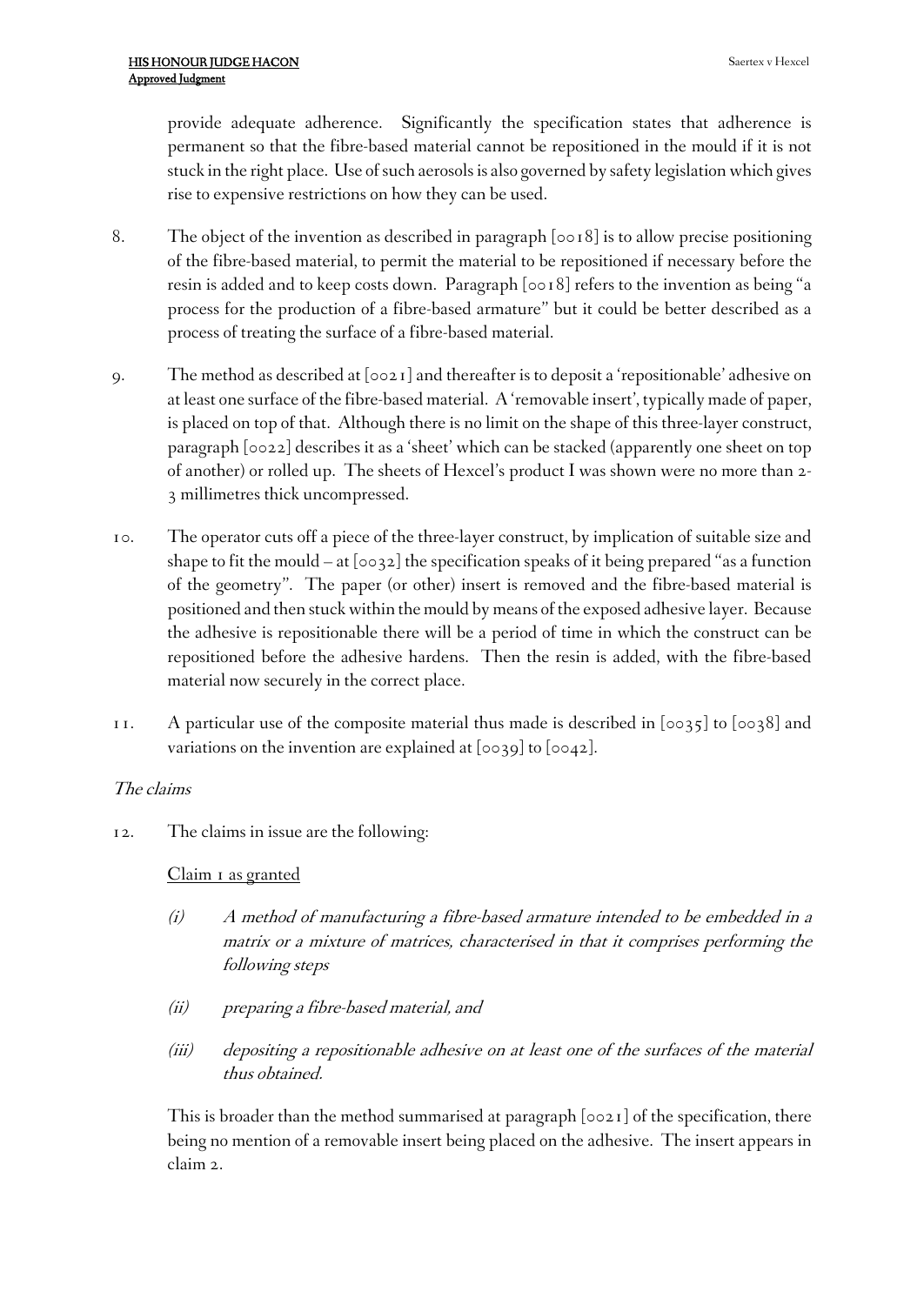provide adequate adherence. Significantly the specification states that adherence is permanent so that the fibre-based material cannot be repositioned in the mould if it is not stuck in the right place. Use of such aerosols is also governed by safety legislation which gives rise to expensive restrictions on how they can be used.

8. The object of the invention as described in paragraph [0018] is to allow precise positioning of the fibre-based material, to permit the material to be repositioned if necessary before the resin is added and to keep costs down. Paragraph [0018] refers to the invention as being "a process for the production of a fibre-based armature" but it could be better described as a process of treating the surface of a fibre-based material.

9. The method as described at [0021] and thereafter is to deposit a 'repositionable' adhesive on at least one surface of the fibre-based material. A 'removable insert', typically made of paper, is placed on top of that. Although there is no limit on the shape of this three-layer construct, paragraph [0022] describes it as a 'sheet' which can be stacked (apparently one sheet on top of another) or rolled up. The sheets of Hexcel's product I was shown were no more than 2-3 millimetres thick uncompressed.

10. The operator cuts off a piece of the three-layer construct, by implication of suitable size and shape to fit the mould – at [0032] the specification speaks of it being prepared "as a function of the geometry". The paper (or other) insert is removed and the fibre-based material is positioned and then stuck within the mould by means of the exposed adhesive layer. Because the adhesive is repositionable there will be a period of time in which the construct can be repositioned before the adhesive hardens. Then the resin is added, with the fibre-based material now securely in the correct place.

11. A particular use of the composite material thus made is described in [0035] to [0038] and variations on the invention are explained at [0039] to [0042].

*The claims*

12. The claims in issue are the following:

<u>Claim 1 as granted</u>

*(i) A method of manufacturing a fibre-based armature intended to be embedded in a matrix or a mixture of matrices, characterised in that it comprises performing the following steps*

*(ii) preparing a fibre-based material, and*

*(iii) depositing a repositionable adhesive on at least one of the surfaces of the material thus obtained.*

This is broader than the method summarised at paragraph [0021] of the specification, there being no mention of a removable insert being placed on the adhesive. The insert appears in claim 2.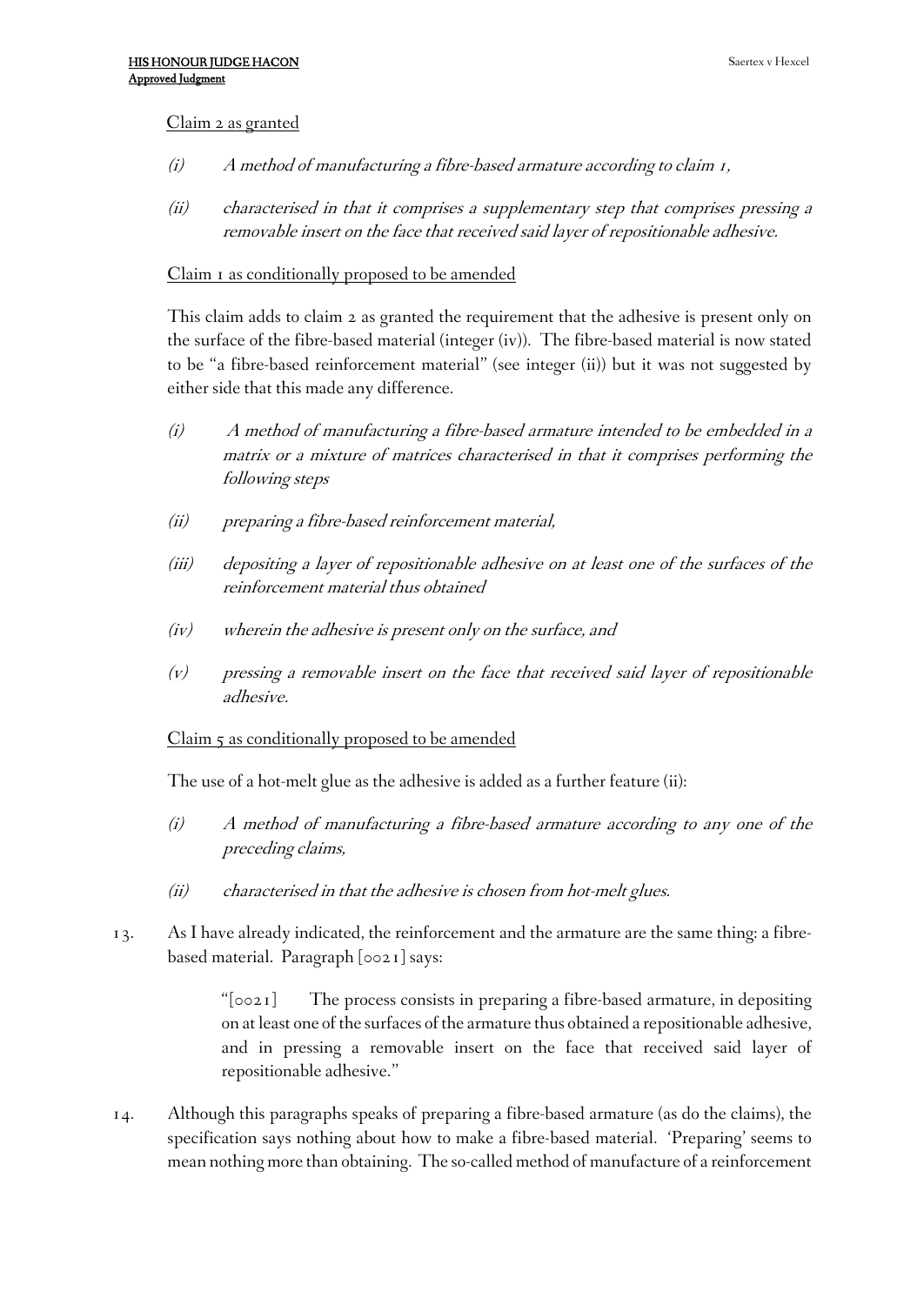Claim 2 as granted

*(i) A method of manufacturing a fibre-based armature according to claim 1,*

*(ii) characterised in that it comprises a supplementary step that comprises pressing a removable insert on the face that received said layer of repositionable adhesive.*

Claim 1 as conditionally proposed to be amended

This claim adds to claim 2 as granted the requirement that the adhesive is present only on the surface of the fibre-based material (integer (iv)). The fibre-based material is now stated to be "a fibre-based reinforcement material" (see integer (ii)) but it was not suggested by either side that this made any difference.

*(i) A method of manufacturing a fibre-based armature intended to be embedded in a matrix or a mixture of matrices characterised in that it comprises performing the following steps*

*(ii) preparing a fibre-based reinforcement material,*

*(iii) depositing a layer of repositionable adhesive on at least one of the surfaces of the reinforcement material thus obtained*

*(iv) wherein the adhesive is present only on the surface, and*

*(v) pressing a removable insert on the face that received said layer of repositionable adhesive.*

Claim 5 as conditionally proposed to be amended

The use of a hot-melt glue as the adhesive is added as a further feature (ii):

*(i) A method of manufacturing a fibre-based armature according to any one of the preceding claims,*

*(ii) characterised in that the adhesive is chosen from hot-melt glues.*

13. As I have already indicated, the reinforcement and the armature are the same thing: a fibre-based material. Paragraph [0021] says:

> "[0021] The process consists in preparing a fibre-based armature, in depositing on at least one of the surfaces of the armature thus obtained a repositionable adhesive, and in pressing a removable insert on the face that received said layer of repositionable adhesive."

14. Although this paragraphs speaks of preparing a fibre-based armature (as do the claims), the specification says nothing about how to make a fibre-based material. 'Preparing' seems to mean nothing more than obtaining. The so-called method of manufacture of a reinforcement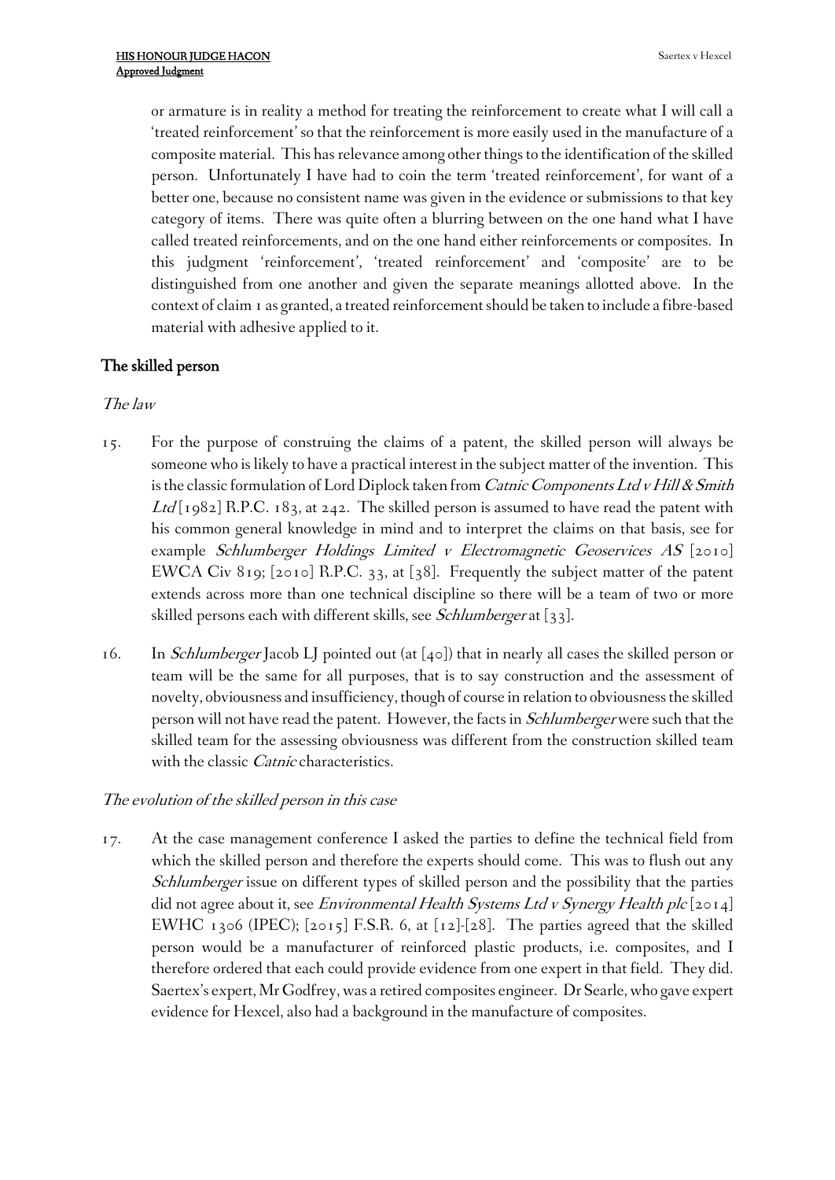or armature is in reality a method for treating the reinforcement to create what I will call a 'treated reinforcement' so that the reinforcement is more easily used in the manufacture of a composite material. This has relevance among other things to the identification of the skilled person. Unfortunately I have had to coin the term 'treated reinforcement', for want of a better one, because no consistent name was given in the evidence or submissions to that key category of items. There was quite often a blurring between on the one hand what I have called treated reinforcements, and on the one hand either reinforcements or composites. In this judgment 'reinforcement', 'treated reinforcement' and 'composite' are to be distinguished from one another and given the separate meanings allotted above. In the context of claim 1 as granted, a treated reinforcement should be taken to include a fibre-based material with adhesive applied to it.

## The skilled person

### *The law*

15. For the purpose of construing the claims of a patent, the skilled person will always be someone who is likely to have a practical interest in the subject matter of the invention. This is the classic formulation of Lord Diplock taken from *Catnic Components Ltd v Hill & Smith Ltd* [1982] R.P.C. 183, at 242. The skilled person is assumed to have read the patent with his common general knowledge in mind and to interpret the claims on that basis, see for example *Schlumberger Holdings Limited v Electromagnetic Geoservices AS* [2010] EWCA Civ 819; [2010] R.P.C. 33, at [38]. Frequently the subject matter of the patent extends across more than one technical discipline so there will be a team of two or more skilled persons each with different skills, see *Schlumberger* at [33].

16. In *Schlumberger* Jacob LJ pointed out (at [40]) that in nearly all cases the skilled person or team will be the same for all purposes, that is to say construction and the assessment of novelty, obviousness and insufficiency, though of course in relation to obviousness the skilled person will not have read the patent. However, the facts in *Schlumberger* were such that the skilled team for the assessing obviousness was different from the construction skilled team with the classic *Catnic* characteristics.

### *The evolution of the skilled person in this case*

17. At the case management conference I asked the parties to define the technical field from which the skilled person and therefore the experts should come. This was to flush out any *Schlumberger* issue on different types of skilled person and the possibility that the parties did not agree about it, see *Environmental Health Systems Ltd v Synergy Health plc* [2014] EWHC 1306 (IPEC); [2015] F.S.R. 6, at [12]-[28]. The parties agreed that the skilled person would be a manufacturer of reinforced plastic products, i.e. composites, and I therefore ordered that each could provide evidence from one expert in that field. They did. Saertex's expert, Mr Godfrey, was a retired composites engineer. Dr Searle, who gave expert evidence for Hexcel, also had a background in the manufacture of composites.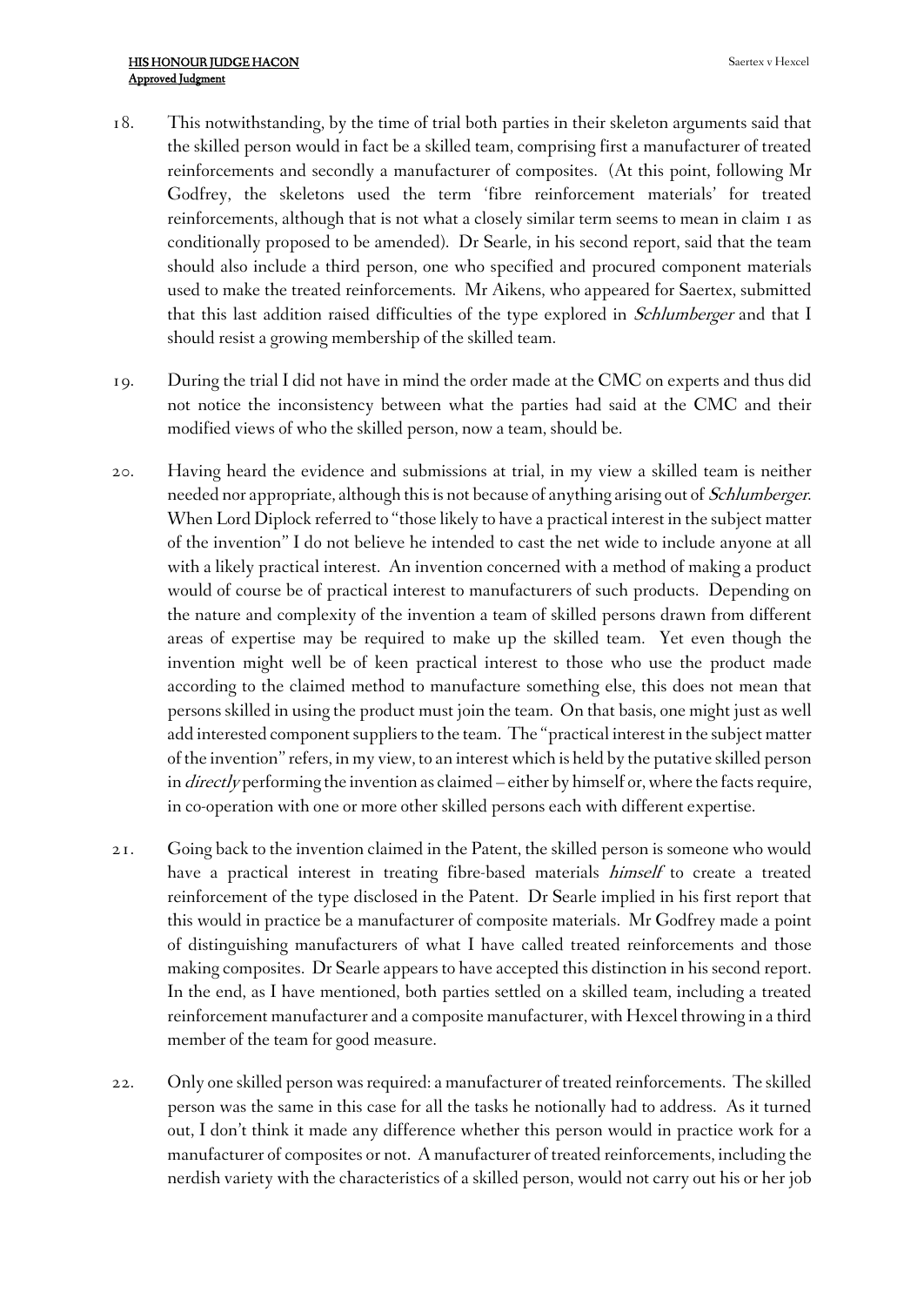18. This notwithstanding, by the time of trial both parties in their skeleton arguments said that the skilled person would in fact be a skilled team, comprising first a manufacturer of treated reinforcements and secondly a manufacturer of composites. (At this point, following Mr Godfrey, the skeletons used the term 'fibre reinforcement materials' for treated reinforcements, although that is not what a closely similar term seems to mean in claim 1 as conditionally proposed to be amended). Dr Searle, in his second report, said that the team should also include a third person, one who specified and procured component materials used to make the treated reinforcements. Mr Aikens, who appeared for Saertex, submitted that this last addition raised difficulties of the type explored in *Schlumberger* and that I should resist a growing membership of the skilled team.

19. During the trial I did not have in mind the order made at the CMC on experts and thus did not notice the inconsistency between what the parties had said at the CMC and their modified views of who the skilled person, now a team, should be.

20. Having heard the evidence and submissions at trial, in my view a skilled team is neither needed nor appropriate, although this is not because of anything arising out of *Schlumberger*. When Lord Diplock referred to "those likely to have a practical interest in the subject matter of the invention" I do not believe he intended to cast the net wide to include anyone at all with a likely practical interest. An invention concerned with a method of making a product would of course be of practical interest to manufacturers of such products. Depending on the nature and complexity of the invention a team of skilled persons drawn from different areas of expertise may be required to make up the skilled team. Yet even though the invention might well be of keen practical interest to those who use the product made according to the claimed method to manufacture something else, this does not mean that persons skilled in using the product must join the team. On that basis, one might just as well add interested component suppliers to the team. The "practical interest in the subject matter of the invention" refers, in my view, to an interest which is held by the putative skilled person in *directly* performing the invention as claimed – either by himself or, where the facts require, in co-operation with one or more other skilled persons each with different expertise.

21. Going back to the invention claimed in the Patent, the skilled person is someone who would have a practical interest in treating fibre-based materials *himself* to create a treated reinforcement of the type disclosed in the Patent. Dr Searle implied in his first report that this would in practice be a manufacturer of composite materials. Mr Godfrey made a point of distinguishing manufacturers of what I have called treated reinforcements and those making composites. Dr Searle appears to have accepted this distinction in his second report. In the end, as I have mentioned, both parties settled on a skilled team, including a treated reinforcement manufacturer and a composite manufacturer, with Hexcel throwing in a third member of the team for good measure.

22. Only one skilled person was required: a manufacturer of treated reinforcements. The skilled person was the same in this case for all the tasks he notionally had to address. As it turned out, I don't think it made any difference whether this person would in practice work for a manufacturer of composites or not. A manufacturer of treated reinforcements, including the nerdish variety with the characteristics of a skilled person, would not carry out his or her job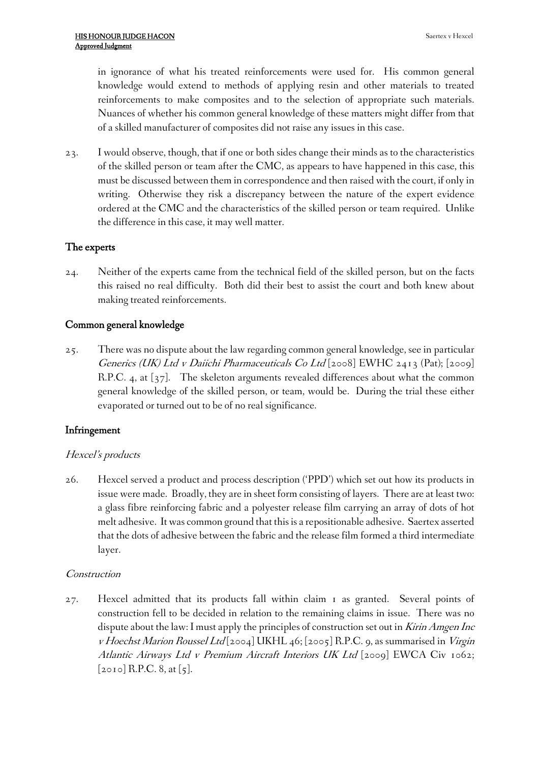in ignorance of what his treated reinforcements were used for. His common general knowledge would extend to methods of applying resin and other materials to treated reinforcements to make composites and to the selection of appropriate such materials. Nuances of whether his common general knowledge of these matters might differ from that of a skilled manufacturer of composites did not raise any issues in this case.

23. I would observe, though, that if one or both sides change their minds as to the characteristics of the skilled person or team after the CMC, as appears to have happened in this case, this must be discussed between them in correspondence and then raised with the court, if only in writing. Otherwise they risk a discrepancy between the nature of the expert evidence ordered at the CMC and the characteristics of the skilled person or team required. Unlike the difference in this case, it may well matter.

## The experts

24. Neither of the experts came from the technical field of the skilled person, but on the facts this raised no real difficulty. Both did their best to assist the court and both knew about making treated reinforcements.

## Common general knowledge

25. There was no dispute about the law regarding common general knowledge, see in particular *Generics (UK) Ltd v Daiichi Pharmaceuticals Co Ltd* [2008] EWHC 2413 (Pat); [2009] R.P.C. 4, at [37]. The skeleton arguments revealed differences about what the common general knowledge of the skilled person, or team, would be. During the trial these either evaporated or turned out to be of no real significance.

## Infringement

### *Hexcel's products*

26. Hexcel served a product and process description ('PPD') which set out how its products in issue were made. Broadly, they are in sheet form consisting of layers. There are at least two: a glass fibre reinforcing fabric and a polyester release film carrying an array of dots of hot melt adhesive. It was common ground that this is a repositionable adhesive. Saertex asserted that the dots of adhesive between the fabric and the release film formed a third intermediate layer.

### *Construction*

27. Hexcel admitted that its products fall within claim 1 as granted. Several points of construction fell to be decided in relation to the remaining claims in issue. There was no dispute about the law: I must apply the principles of construction set out in *Kirin Amgen Inc v Hoechst Marion Roussel Ltd* [2004] UKHL 46; [2005] R.P.C. 9, as summarised in *Virgin Atlantic Airways Ltd v Premium Aircraft Interiors UK Ltd* [2009] EWCA Civ 1062; [2010] R.P.C. 8, at [5].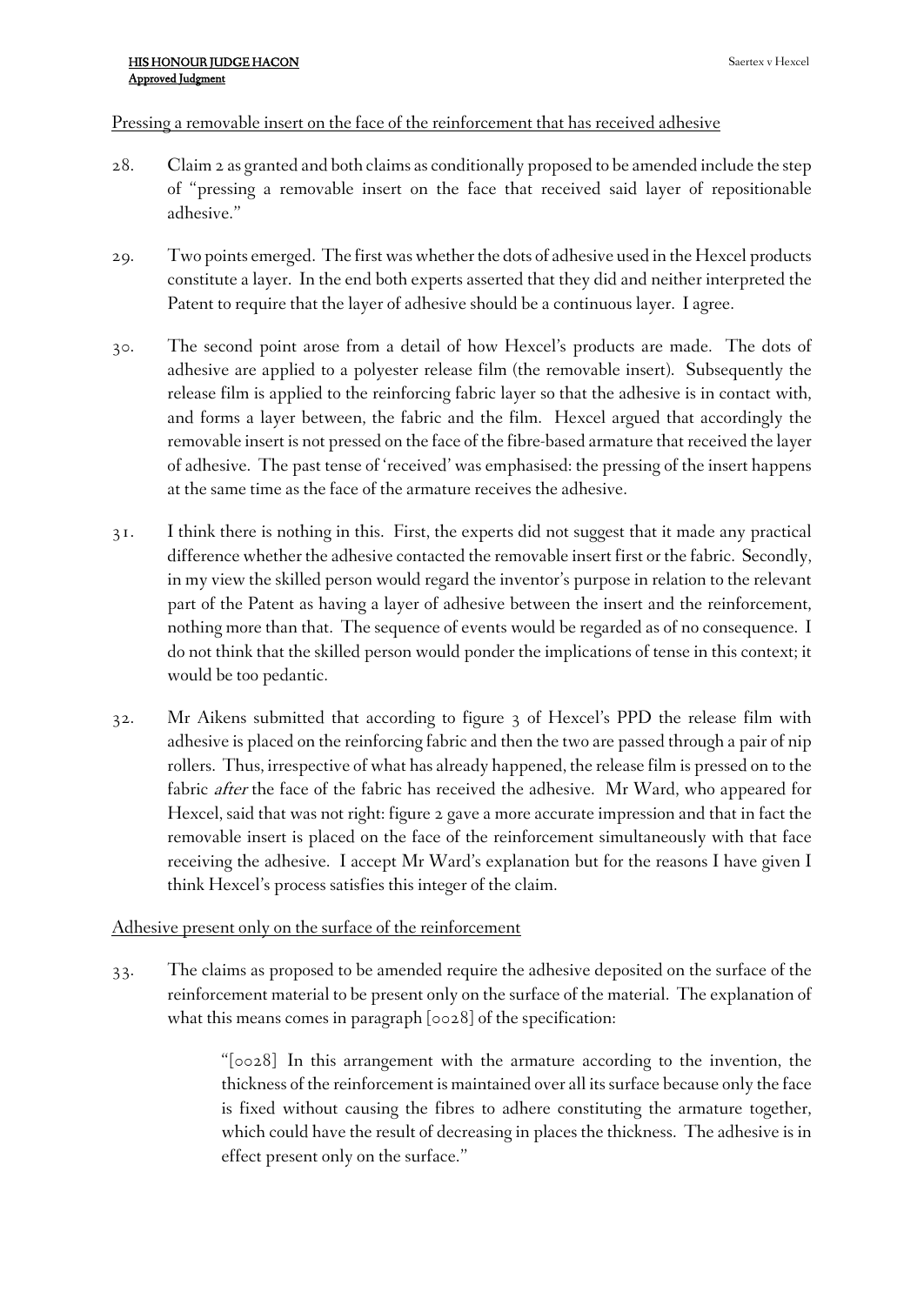Pressing a removable insert on the face of the reinforcement that has received adhesive

28. Claim 2 as granted and both claims as conditionally proposed to be amended include the step of "pressing a removable insert on the face that received said layer of repositionable adhesive."

29. Two points emerged. The first was whether the dots of adhesive used in the Hexcel products constitute a layer. In the end both experts asserted that they did and neither interpreted the Patent to require that the layer of adhesive should be a continuous layer. I agree.

30. The second point arose from a detail of how Hexcel's products are made. The dots of adhesive are applied to a polyester release film (the removable insert). Subsequently the release film is applied to the reinforcing fabric layer so that the adhesive is in contact with, and forms a layer between, the fabric and the film. Hexcel argued that accordingly the removable insert is not pressed on the face of the fibre-based armature that received the layer of adhesive. The past tense of 'received' was emphasised: the pressing of the insert happens at the same time as the face of the armature receives the adhesive.

31. I think there is nothing in this. First, the experts did not suggest that it made any practical difference whether the adhesive contacted the removable insert first or the fabric. Secondly, in my view the skilled person would regard the inventor's purpose in relation to the relevant part of the Patent as having a layer of adhesive between the insert and the reinforcement, nothing more than that. The sequence of events would be regarded as of no consequence. I do not think that the skilled person would ponder the implications of tense in this context; it would be too pedantic.

32. Mr Aikens submitted that according to figure 3 of Hexcel's PPD the release film with adhesive is placed on the reinforcing fabric and then the two are passed through a pair of nip rollers. Thus, irrespective of what has already happened, the release film is pressed on to the fabric *after* the face of the fabric has received the adhesive. Mr Ward, who appeared for Hexcel, said that was not right: figure 2 gave a more accurate impression and that in fact the removable insert is placed on the face of the reinforcement simultaneously with that face receiving the adhesive. I accept Mr Ward's explanation but for the reasons I have given I think Hexcel's process satisfies this integer of the claim.

Adhesive present only on the surface of the reinforcement

33. The claims as proposed to be amended require the adhesive deposited on the surface of the reinforcement material to be present only on the surface of the material. The explanation of what this means comes in paragraph [0028] of the specification:

> "[0028] In this arrangement with the armature according to the invention, the thickness of the reinforcement is maintained over all its surface because only the face is fixed without causing the fibres to adhere constituting the armature together, which could have the result of decreasing in places the thickness. The adhesive is in effect present only on the surface."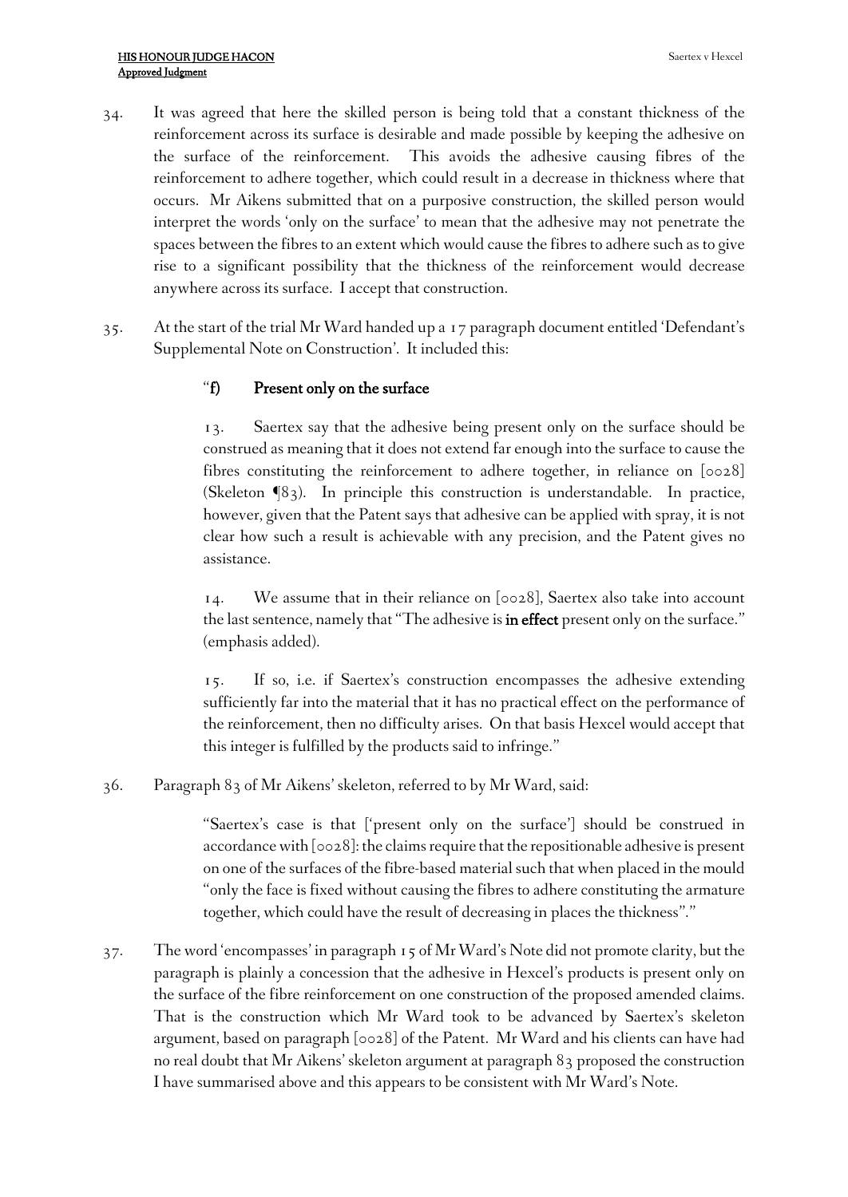34. It was agreed that here the skilled person is being told that a constant thickness of the reinforcement across its surface is desirable and made possible by keeping the adhesive on the surface of the reinforcement. This avoids the adhesive causing fibres of the reinforcement to adhere together, which could result in a decrease in thickness where that occurs. Mr Aikens submitted that on a purposive construction, the skilled person would interpret the words 'only on the surface' to mean that the adhesive may not penetrate the spaces between the fibres to an extent which would cause the fibres to adhere such as to give rise to a significant possibility that the thickness of the reinforcement would decrease anywhere across its surface. I accept that construction.

35. At the start of the trial Mr Ward handed up a 17 paragraph document entitled 'Defendant's Supplemental Note on Construction'. It included this:

> "**f) Present only on the surface**
>
> 13. Saertex say that the adhesive being present only on the surface should be construed as meaning that it does not extend far enough into the surface to cause the fibres constituting the reinforcement to adhere together, in reliance on [0028] (Skeleton ¶83). In principle this construction is understandable. In practice, however, given that the Patent says that adhesive can be applied with spray, it is not clear how such a result is achievable with any precision, and the Patent gives no assistance.
>
> 14. We assume that in their reliance on [0028], Saertex also take into account the last sentence, namely that "The adhesive is **in effect** present only on the surface." (emphasis added).
>
> 15. If so, i.e. if Saertex's construction encompasses the adhesive extending sufficiently far into the material that it has no practical effect on the performance of the reinforcement, then no difficulty arises. On that basis Hexcel would accept that this integer is fulfilled by the products said to infringe."

36. Paragraph 83 of Mr Aikens' skeleton, referred to by Mr Ward, said:

> "Saertex's case is that ['present only on the surface'] should be construed in accordance with [0028]: the claims require that the repositionable adhesive is present on one of the surfaces of the fibre-based material such that when placed in the mould "only the face is fixed without causing the fibres to adhere constituting the armature together, which could have the result of decreasing in places the thickness"."

37. The word 'encompasses' in paragraph 15 of Mr Ward's Note did not promote clarity, but the paragraph is plainly a concession that the adhesive in Hexcel's products is present only on the surface of the fibre reinforcement on one construction of the proposed amended claims. That is the construction which Mr Ward took to be advanced by Saertex's skeleton argument, based on paragraph [0028] of the Patent. Mr Ward and his clients can have had no real doubt that Mr Aikens' skeleton argument at paragraph 83 proposed the construction I have summarised above and this appears to be consistent with Mr Ward's Note.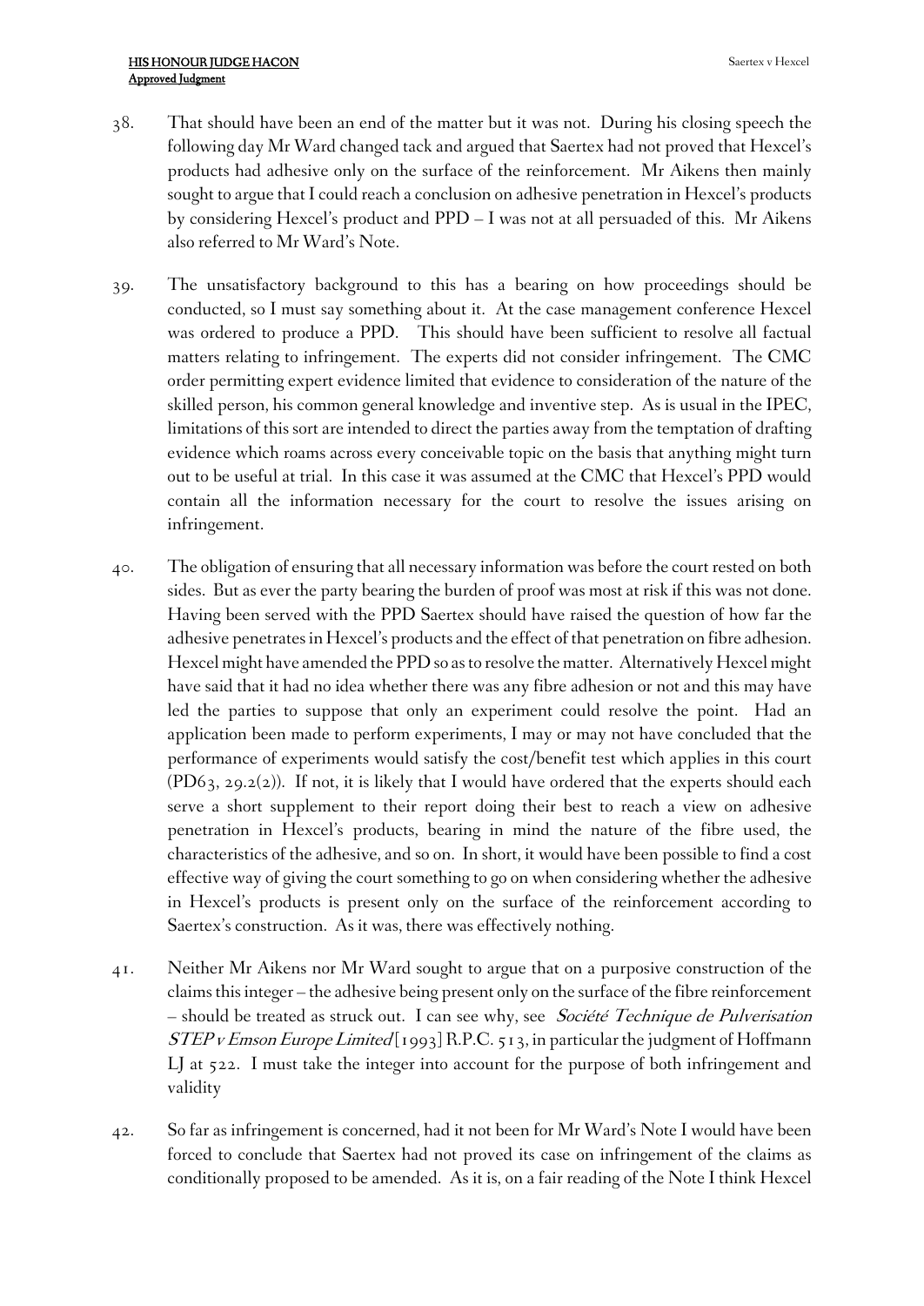38. That should have been an end of the matter but it was not. During his closing speech the following day Mr Ward changed tack and argued that Saertex had not proved that Hexcel's products had adhesive only on the surface of the reinforcement. Mr Aikens then mainly sought to argue that I could reach a conclusion on adhesive penetration in Hexcel's products by considering Hexcel's product and PPD – I was not at all persuaded of this. Mr Aikens also referred to Mr Ward's Note.

39. The unsatisfactory background to this has a bearing on how proceedings should be conducted, so I must say something about it. At the case management conference Hexcel was ordered to produce a PPD. This should have been sufficient to resolve all factual matters relating to infringement. The experts did not consider infringement. The CMC order permitting expert evidence limited that evidence to consideration of the nature of the skilled person, his common general knowledge and inventive step. As is usual in the IPEC, limitations of this sort are intended to direct the parties away from the temptation of drafting evidence which roams across every conceivable topic on the basis that anything might turn out to be useful at trial. In this case it was assumed at the CMC that Hexcel's PPD would contain all the information necessary for the court to resolve the issues arising on infringement.

40. The obligation of ensuring that all necessary information was before the court rested on both sides. But as ever the party bearing the burden of proof was most at risk if this was not done. Having been served with the PPD Saertex should have raised the question of how far the adhesive penetrates in Hexcel's products and the effect of that penetration on fibre adhesion. Hexcel might have amended the PPD so as to resolve the matter. Alternatively Hexcel might have said that it had no idea whether there was any fibre adhesion or not and this may have led the parties to suppose that only an experiment could resolve the point. Had an application been made to perform experiments, I may or may not have concluded that the performance of experiments would satisfy the cost/benefit test which applies in this court (PD63, 29.2(2)). If not, it is likely that I would have ordered that the experts should each serve a short supplement to their report doing their best to reach a view on adhesive penetration in Hexcel's products, bearing in mind the nature of the fibre used, the characteristics of the adhesive, and so on. In short, it would have been possible to find a cost effective way of giving the court something to go on when considering whether the adhesive in Hexcel's products is present only on the surface of the reinforcement according to Saertex's construction. As it was, there was effectively nothing.

41. Neither Mr Aikens nor Mr Ward sought to argue that on a purposive construction of the claims this integer – the adhesive being present only on the surface of the fibre reinforcement – should be treated as struck out. I can see why, see *Société Technique de Pulverisation STEP v Emson Europe Limited* [1993] R.P.C. 513, in particular the judgment of Hoffmann LJ at 522. I must take the integer into account for the purpose of both infringement and validity

42. So far as infringement is concerned, had it not been for Mr Ward's Note I would have been forced to conclude that Saertex had not proved its case on infringement of the claims as conditionally proposed to be amended. As it is, on a fair reading of the Note I think Hexcel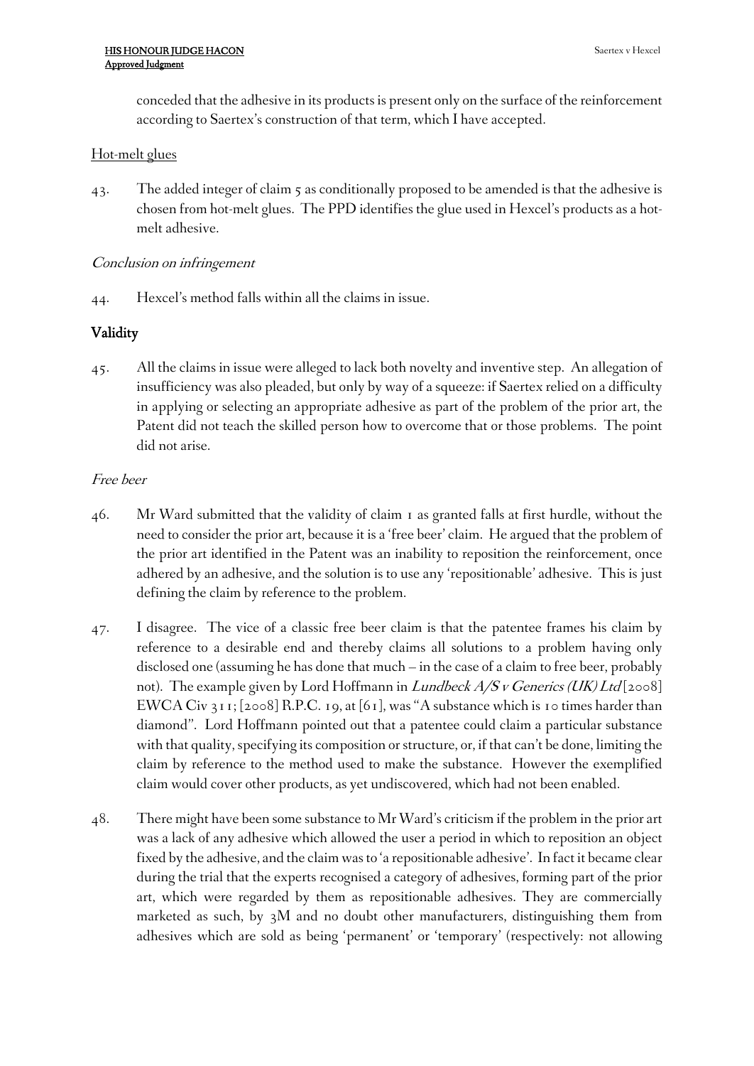conceded that the adhesive in its products is present only on the surface of the reinforcement according to Saertex's construction of that term, which I have accepted.

Hot-melt glues

43. The added integer of claim 5 as conditionally proposed to be amended is that the adhesive is chosen from hot-melt glues. The PPD identifies the glue used in Hexcel's products as a hot-melt adhesive.

*Conclusion on infringement*

44. Hexcel's method falls within all the claims in issue.

## Validity

45. All the claims in issue were alleged to lack both novelty and inventive step. An allegation of insufficiency was also pleaded, but only by way of a squeeze: if Saertex relied on a difficulty in applying or selecting an appropriate adhesive as part of the problem of the prior art, the Patent did not teach the skilled person how to overcome that or those problems. The point did not arise.

*Free beer*

46. Mr Ward submitted that the validity of claim 1 as granted falls at first hurdle, without the need to consider the prior art, because it is a 'free beer' claim. He argued that the problem of the prior art identified in the Patent was an inability to reposition the reinforcement, once adhered by an adhesive, and the solution is to use any 'repositionable' adhesive. This is just defining the claim by reference to the problem.

47. I disagree. The vice of a classic free beer claim is that the patentee frames his claim by reference to a desirable end and thereby claims all solutions to a problem having only disclosed one (assuming he has done that much – in the case of a claim to free beer, probably not). The example given by Lord Hoffmann in *Lundbeck A/S v Generics (UK) Ltd* [2008] EWCA Civ 311; [2008] R.P.C. 19, at [61], was "A substance which is 10 times harder than diamond". Lord Hoffmann pointed out that a patentee could claim a particular substance with that quality, specifying its composition or structure, or, if that can't be done, limiting the claim by reference to the method used to make the substance. However the exemplified claim would cover other products, as yet undiscovered, which had not been enabled.

48. There might have been some substance to Mr Ward's criticism if the problem in the prior art was a lack of any adhesive which allowed the user a period in which to reposition an object fixed by the adhesive, and the claim was to 'a repositionable adhesive'. In fact it became clear during the trial that the experts recognised a category of adhesives, forming part of the prior art, which were regarded by them as repositionable adhesives. They are commercially marketed as such, by 3M and no doubt other manufacturers, distinguishing them from adhesives which are sold as being 'permanent' or 'temporary' (respectively: not allowing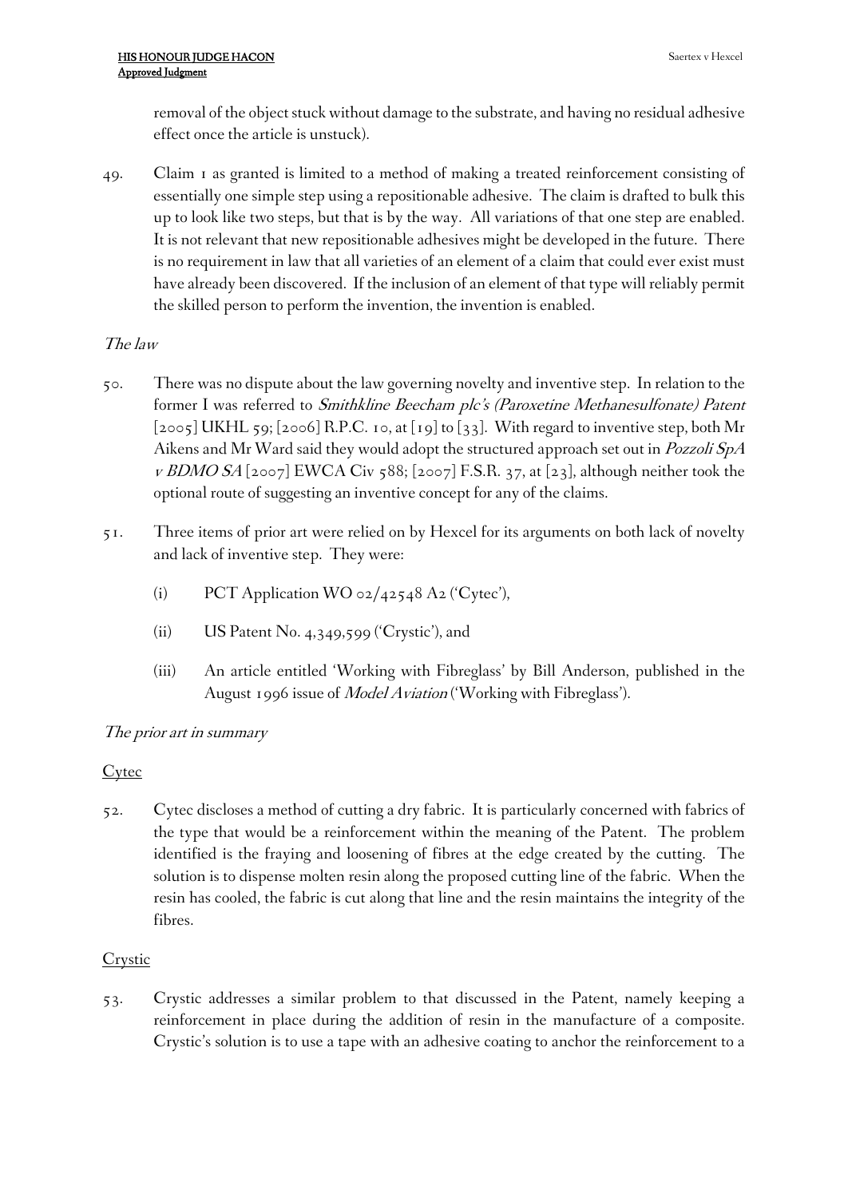removal of the object stuck without damage to the substrate, and having no residual adhesive effect once the article is unstuck).

49. Claim 1 as granted is limited to a method of making a treated reinforcement consisting of essentially one simple step using a repositionable adhesive. The claim is drafted to bulk this up to look like two steps, but that is by the way. All variations of that one step are enabled. It is not relevant that new repositionable adhesives might be developed in the future. There is no requirement in law that all varieties of an element of a claim that could ever exist must have already been discovered. If the inclusion of an element of that type will reliably permit the skilled person to perform the invention, the invention is enabled.

### *The law*

50. There was no dispute about the law governing novelty and inventive step. In relation to the former I was referred to *Smithkline Beecham plc's (Paroxetine Methanesulfonate) Patent* [2005] UKHL 59; [2006] R.P.C. 10, at [19] to [33]. With regard to inventive step, both Mr Aikens and Mr Ward said they would adopt the structured approach set out in *Pozzoli SpA v BDMO SA* [2007] EWCA Civ 588; [2007] F.S.R. 37, at [23], although neither took the optional route of suggesting an inventive concept for any of the claims.

51. Three items of prior art were relied on by Hexcel for its arguments on both lack of novelty and lack of inventive step. They were:

   (i) PCT Application WO 02/42548 A2 ('Cytec'),

   (ii) US Patent No. 4,349,599 ('Crystic'), and

   (iii) An article entitled 'Working with Fibreglass' by Bill Anderson, published in the August 1996 issue of *Model Aviation* ('Working with Fibreglass').

### *The prior art in summary*

#### Cytec

52. Cytec discloses a method of cutting a dry fabric. It is particularly concerned with fabrics of the type that would be a reinforcement within the meaning of the Patent. The problem identified is the fraying and loosening of fibres at the edge created by the cutting. The solution is to dispense molten resin along the proposed cutting line of the fabric. When the resin has cooled, the fabric is cut along that line and the resin maintains the integrity of the fibres.

#### Crystic

53. Crystic addresses a similar problem to that discussed in the Patent, namely keeping a reinforcement in place during the addition of resin in the manufacture of a composite. Crystic's solution is to use a tape with an adhesive coating to anchor the reinforcement to a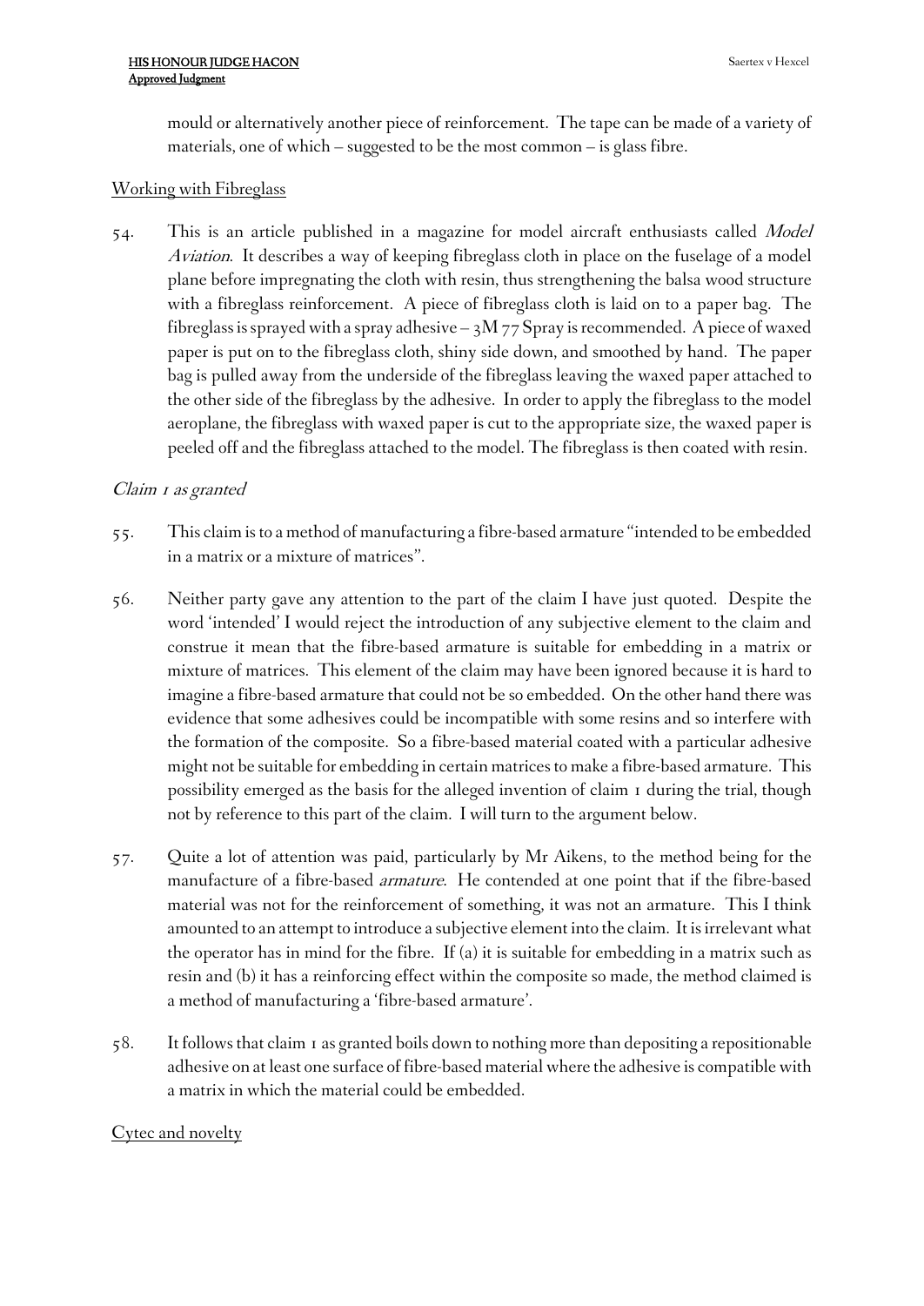mould or alternatively another piece of reinforcement. The tape can be made of a variety of materials, one of which – suggested to be the most common – is glass fibre.

Working with Fibreglass

54. This is an article published in a magazine for model aircraft enthusiasts called *Model Aviation*. It describes a way of keeping fibreglass cloth in place on the fuselage of a model plane before impregnating the cloth with resin, thus strengthening the balsa wood structure with a fibreglass reinforcement. A piece of fibreglass cloth is laid on to a paper bag. The fibreglass is sprayed with a spray adhesive – 3M 77 Spray is recommended. A piece of waxed paper is put on to the fibreglass cloth, shiny side down, and smoothed by hand. The paper bag is pulled away from the underside of the fibreglass leaving the waxed paper attached to the other side of the fibreglass by the adhesive. In order to apply the fibreglass to the model aeroplane, the fibreglass with waxed paper is cut to the appropriate size, the waxed paper is peeled off and the fibreglass attached to the model. The fibreglass is then coated with resin.

*Claim 1 as granted*

55. This claim is to a method of manufacturing a fibre-based armature "intended to be embedded in a matrix or a mixture of matrices".

56. Neither party gave any attention to the part of the claim I have just quoted. Despite the word 'intended' I would reject the introduction of any subjective element to the claim and construe it mean that the fibre-based armature is suitable for embedding in a matrix or mixture of matrices. This element of the claim may have been ignored because it is hard to imagine a fibre-based armature that could not be so embedded. On the other hand there was evidence that some adhesives could be incompatible with some resins and so interfere with the formation of the composite. So a fibre-based material coated with a particular adhesive might not be suitable for embedding in certain matrices to make a fibre-based armature. This possibility emerged as the basis for the alleged invention of claim 1 during the trial, though not by reference to this part of the claim. I will turn to the argument below.

57. Quite a lot of attention was paid, particularly by Mr Aikens, to the method being for the manufacture of a fibre-based *armature*. He contended at one point that if the fibre-based material was not for the reinforcement of something, it was not an armature. This I think amounted to an attempt to introduce a subjective element into the claim. It is irrelevant what the operator has in mind for the fibre. If (a) it is suitable for embedding in a matrix such as resin and (b) it has a reinforcing effect within the composite so made, the method claimed is a method of manufacturing a 'fibre-based armature'.

58. It follows that claim 1 as granted boils down to nothing more than depositing a repositionable adhesive on at least one surface of fibre-based material where the adhesive is compatible with a matrix in which the material could be embedded.

Cytec and novelty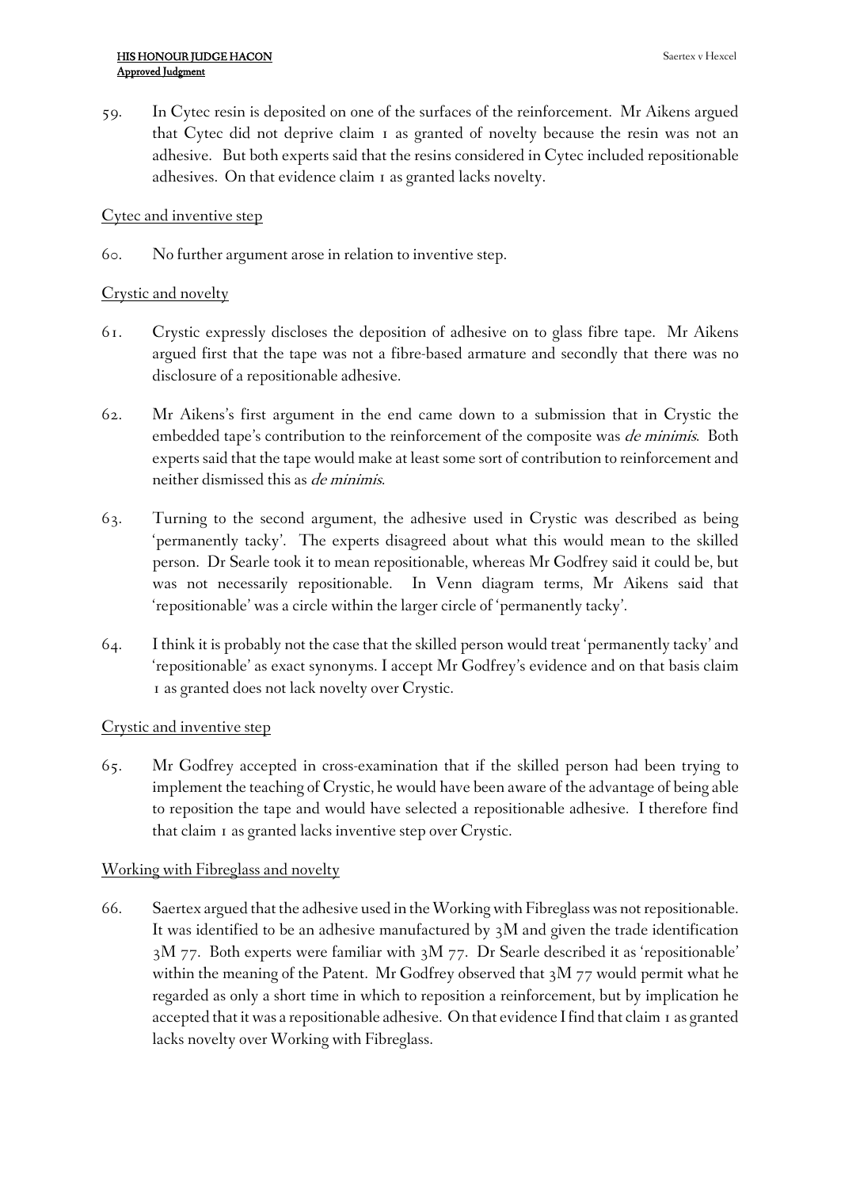59. In Cytec resin is deposited on one of the surfaces of the reinforcement. Mr Aikens argued that Cytec did not deprive claim 1 as granted of novelty because the resin was not an adhesive. But both experts said that the resins considered in Cytec included repositionable adhesives. On that evidence claim 1 as granted lacks novelty.

Cytec and inventive step

60. No further argument arose in relation to inventive step.

Crystic and novelty

61. Crystic expressly discloses the deposition of adhesive on to glass fibre tape. Mr Aikens argued first that the tape was not a fibre-based armature and secondly that there was no disclosure of a repositionable adhesive.

62. Mr Aikens's first argument in the end came down to a submission that in Crystic the embedded tape's contribution to the reinforcement of the composite was *de minimis*. Both experts said that the tape would make at least some sort of contribution to reinforcement and neither dismissed this as *de minimis*.

63. Turning to the second argument, the adhesive used in Crystic was described as being 'permanently tacky'. The experts disagreed about what this would mean to the skilled person. Dr Searle took it to mean repositionable, whereas Mr Godfrey said it could be, but was not necessarily repositionable. In Venn diagram terms, Mr Aikens said that 'repositionable' was a circle within the larger circle of 'permanently tacky'.

64. I think it is probably not the case that the skilled person would treat 'permanently tacky' and 'repositionable' as exact synonyms. I accept Mr Godfrey's evidence and on that basis claim 1 as granted does not lack novelty over Crystic.

Crystic and inventive step

65. Mr Godfrey accepted in cross-examination that if the skilled person had been trying to implement the teaching of Crystic, he would have been aware of the advantage of being able to reposition the tape and would have selected a repositionable adhesive. I therefore find that claim 1 as granted lacks inventive step over Crystic.

Working with Fibreglass and novelty

66. Saertex argued that the adhesive used in the Working with Fibreglass was not repositionable. It was identified to be an adhesive manufactured by 3M and given the trade identification 3M 77. Both experts were familiar with 3M 77. Dr Searle described it as 'repositionable' within the meaning of the Patent. Mr Godfrey observed that 3M 77 would permit what he regarded as only a short time in which to reposition a reinforcement, but by implication he accepted that it was a repositionable adhesive. On that evidence I find that claim 1 as granted lacks novelty over Working with Fibreglass.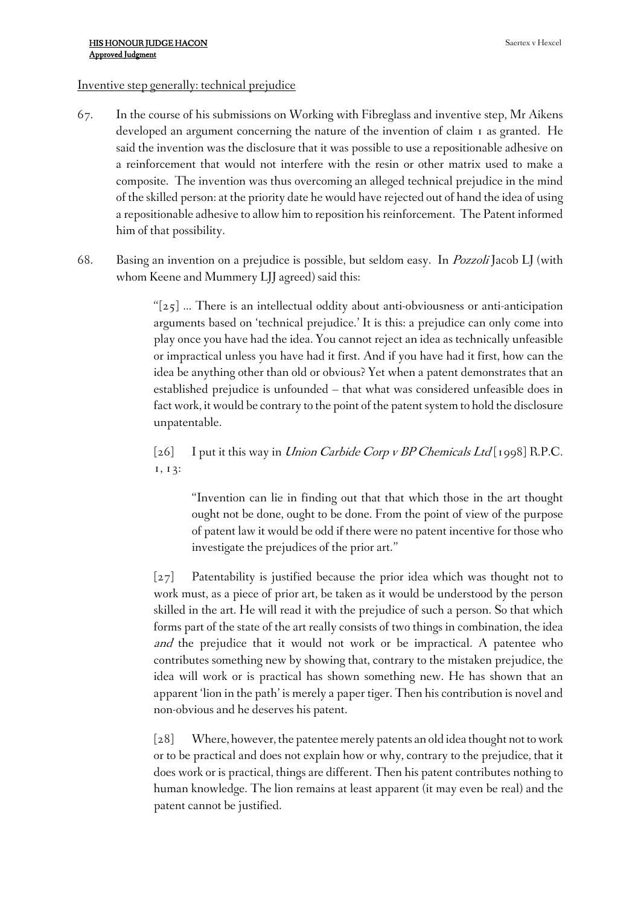Inventive step generally: technical prejudice

67. In the course of his submissions on Working with Fibreglass and inventive step, Mr Aikens developed an argument concerning the nature of the invention of claim 1 as granted. He said the invention was the disclosure that it was possible to use a repositionable adhesive on a reinforcement that would not interfere with the resin or other matrix used to make a composite. The invention was thus overcoming an alleged technical prejudice in the mind of the skilled person: at the priority date he would have rejected out of hand the idea of using a repositionable adhesive to allow him to reposition his reinforcement. The Patent informed him of that possibility.

68. Basing an invention on a prejudice is possible, but seldom easy. In *Pozzoli* Jacob LJ (with whom Keene and Mummery LJJ agreed) said this:

> "[25] … There is an intellectual oddity about anti-obviousness or anti-anticipation arguments based on 'technical prejudice.' It is this: a prejudice can only come into play once you have had the idea. You cannot reject an idea as technically unfeasible or impractical unless you have had it first. And if you have had it first, how can the idea be anything other than old or obvious? Yet when a patent demonstrates that an established prejudice is unfounded – that what was considered unfeasible does in fact work, it would be contrary to the point of the patent system to hold the disclosure unpatentable.
>
> [26] I put it this way in *Union Carbide Corp v BP Chemicals Ltd* [1998] R.P.C. 1, 13:
>
> > "Invention can lie in finding out that that which those in the art thought ought not be done, ought to be done. From the point of view of the purpose of patent law it would be odd if there were no patent incentive for those who investigate the prejudices of the prior art."
>
> [27] Patentability is justified because the prior idea which was thought not to work must, as a piece of prior art, be taken as it would be understood by the person skilled in the art. He will read it with the prejudice of such a person. So that which forms part of the state of the art really consists of two things in combination, the idea *and* the prejudice that it would not work or be impractical. A patentee who contributes something new by showing that, contrary to the mistaken prejudice, the idea will work or is practical has shown something new. He has shown that an apparent 'lion in the path' is merely a paper tiger. Then his contribution is novel and non-obvious and he deserves his patent.
>
> [28] Where, however, the patentee merely patents an old idea thought not to work or to be practical and does not explain how or why, contrary to the prejudice, that it does work or is practical, things are different. Then his patent contributes nothing to human knowledge. The lion remains at least apparent (it may even be real) and the patent cannot be justified.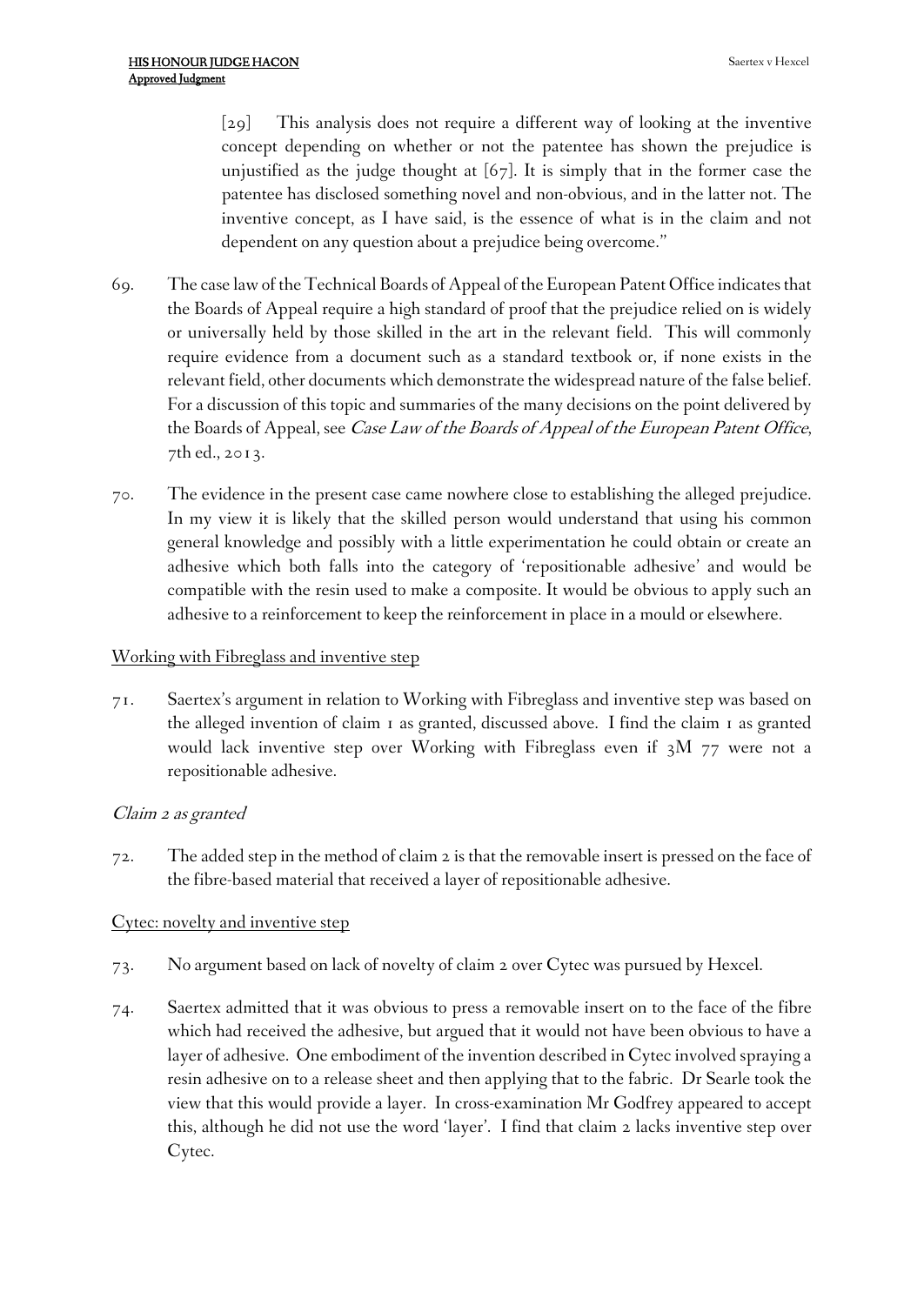[29] This analysis does not require a different way of looking at the inventive concept depending on whether or not the patentee has shown the prejudice is unjustified as the judge thought at [67]. It is simply that in the former case the patentee has disclosed something novel and non-obvious, and in the latter not. The inventive concept, as I have said, is the essence of what is in the claim and not dependent on any question about a prejudice being overcome."

69. The case law of the Technical Boards of Appeal of the European Patent Office indicates that the Boards of Appeal require a high standard of proof that the prejudice relied on is widely or universally held by those skilled in the art in the relevant field. This will commonly require evidence from a document such as a standard textbook or, if none exists in the relevant field, other documents which demonstrate the widespread nature of the false belief. For a discussion of this topic and summaries of the many decisions on the point delivered by the Boards of Appeal, see *Case Law of the Boards of Appeal of the European Patent Office*, 7th ed., 2013.

70. The evidence in the present case came nowhere close to establishing the alleged prejudice. In my view it is likely that the skilled person would understand that using his common general knowledge and possibly with a little experimentation he could obtain or create an adhesive which both falls into the category of 'repositionable adhesive' and would be compatible with the resin used to make a composite. It would be obvious to apply such an adhesive to a reinforcement to keep the reinforcement in place in a mould or elsewhere.

Working with Fibreglass and inventive step

71. Saertex's argument in relation to Working with Fibreglass and inventive step was based on the alleged invention of claim 1 as granted, discussed above. I find the claim 1 as granted would lack inventive step over Working with Fibreglass even if 3M 77 were not a repositionable adhesive.

*Claim 2 as granted*

72. The added step in the method of claim 2 is that the removable insert is pressed on the face of the fibre-based material that received a layer of repositionable adhesive.

Cytec: novelty and inventive step

73. No argument based on lack of novelty of claim 2 over Cytec was pursued by Hexcel.

74. Saertex admitted that it was obvious to press a removable insert on to the face of the fibre which had received the adhesive, but argued that it would not have been obvious to have a layer of adhesive. One embodiment of the invention described in Cytec involved spraying a resin adhesive on to a release sheet and then applying that to the fabric. Dr Searle took the view that this would provide a layer. In cross-examination Mr Godfrey appeared to accept this, although he did not use the word 'layer'. I find that claim 2 lacks inventive step over Cytec.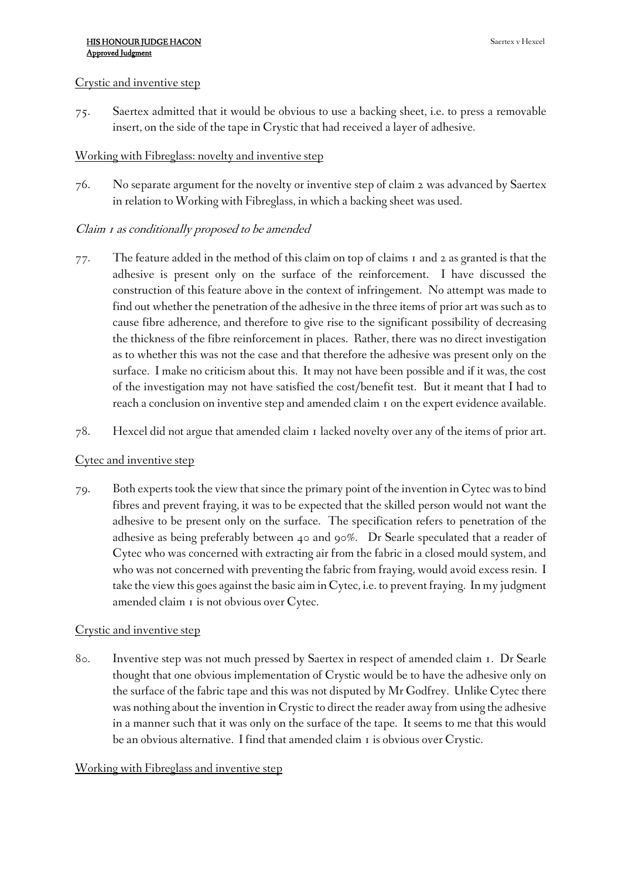Crystic and inventive step

75. Saertex admitted that it would be obvious to use a backing sheet, i.e. to press a removable insert, on the side of the tape in Crystic that had received a layer of adhesive.

Working with Fibreglass: novelty and inventive step

76. No separate argument for the novelty or inventive step of claim 2 was advanced by Saertex in relation to Working with Fibreglass, in which a backing sheet was used.

*Claim 1 as conditionally proposed to be amended*

77. The feature added in the method of this claim on top of claims 1 and 2 as granted is that the adhesive is present only on the surface of the reinforcement. I have discussed the construction of this feature above in the context of infringement. No attempt was made to find out whether the penetration of the adhesive in the three items of prior art was such as to cause fibre adherence, and therefore to give rise to the significant possibility of decreasing the thickness of the fibre reinforcement in places. Rather, there was no direct investigation as to whether this was not the case and that therefore the adhesive was present only on the surface. I make no criticism about this. It may not have been possible and if it was, the cost of the investigation may not have satisfied the cost/benefit test. But it meant that I had to reach a conclusion on inventive step and amended claim 1 on the expert evidence available.

78. Hexcel did not argue that amended claim 1 lacked novelty over any of the items of prior art.

Cytec and inventive step

79. Both experts took the view that since the primary point of the invention in Cytec was to bind fibres and prevent fraying, it was to be expected that the skilled person would not want the adhesive to be present only on the surface. The specification refers to penetration of the adhesive as being preferably between 40 and 90%. Dr Searle speculated that a reader of Cytec who was concerned with extracting air from the fabric in a closed mould system, and who was not concerned with preventing the fabric from fraying, would avoid excess resin. I take the view this goes against the basic aim in Cytec, i.e. to prevent fraying. In my judgment amended claim 1 is not obvious over Cytec.

Crystic and inventive step

80. Inventive step was not much pressed by Saertex in respect of amended claim 1. Dr Searle thought that one obvious implementation of Crystic would be to have the adhesive only on the surface of the fabric tape and this was not disputed by Mr Godfrey. Unlike Cytec there was nothing about the invention in Crystic to direct the reader away from using the adhesive in a manner such that it was only on the surface of the tape. It seems to me that this would be an obvious alternative. I find that amended claim 1 is obvious over Crystic.

Working with Fibreglass and inventive step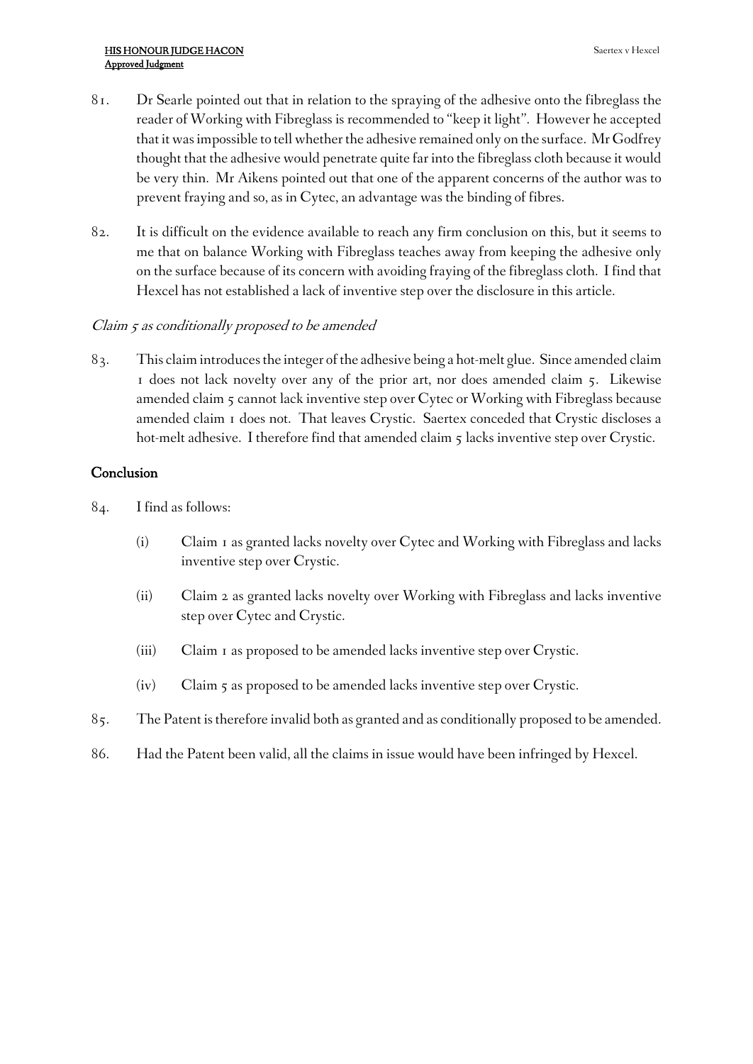81. Dr Searle pointed out that in relation to the spraying of the adhesive onto the fibreglass the reader of Working with Fibreglass is recommended to "keep it light". However he accepted that it was impossible to tell whether the adhesive remained only on the surface. Mr Godfrey thought that the adhesive would penetrate quite far into the fibreglass cloth because it would be very thin. Mr Aikens pointed out that one of the apparent concerns of the author was to prevent fraying and so, as in Cytec, an advantage was the binding of fibres.

82. It is difficult on the evidence available to reach any firm conclusion on this, but it seems to me that on balance Working with Fibreglass teaches away from keeping the adhesive only on the surface because of its concern with avoiding fraying of the fibreglass cloth. I find that Hexcel has not established a lack of inventive step over the disclosure in this article.

*Claim 5 as conditionally proposed to be amended*

83. This claim introduces the integer of the adhesive being a hot-melt glue. Since amended claim 1 does not lack novelty over any of the prior art, nor does amended claim 5. Likewise amended claim 5 cannot lack inventive step over Cytec or Working with Fibreglass because amended claim 1 does not. That leaves Crystic. Saertex conceded that Crystic discloses a hot-melt adhesive. I therefore find that amended claim 5 lacks inventive step over Crystic.

## Conclusion

84. I find as follows:

    (i) Claim 1 as granted lacks novelty over Cytec and Working with Fibreglass and lacks inventive step over Crystic.

    (ii) Claim 2 as granted lacks novelty over Working with Fibreglass and lacks inventive step over Cytec and Crystic.

    (iii) Claim 1 as proposed to be amended lacks inventive step over Crystic.

    (iv) Claim 5 as proposed to be amended lacks inventive step over Crystic.

85. The Patent is therefore invalid both as granted and as conditionally proposed to be amended.

86. Had the Patent been valid, all the claims in issue would have been infringed by Hexcel.